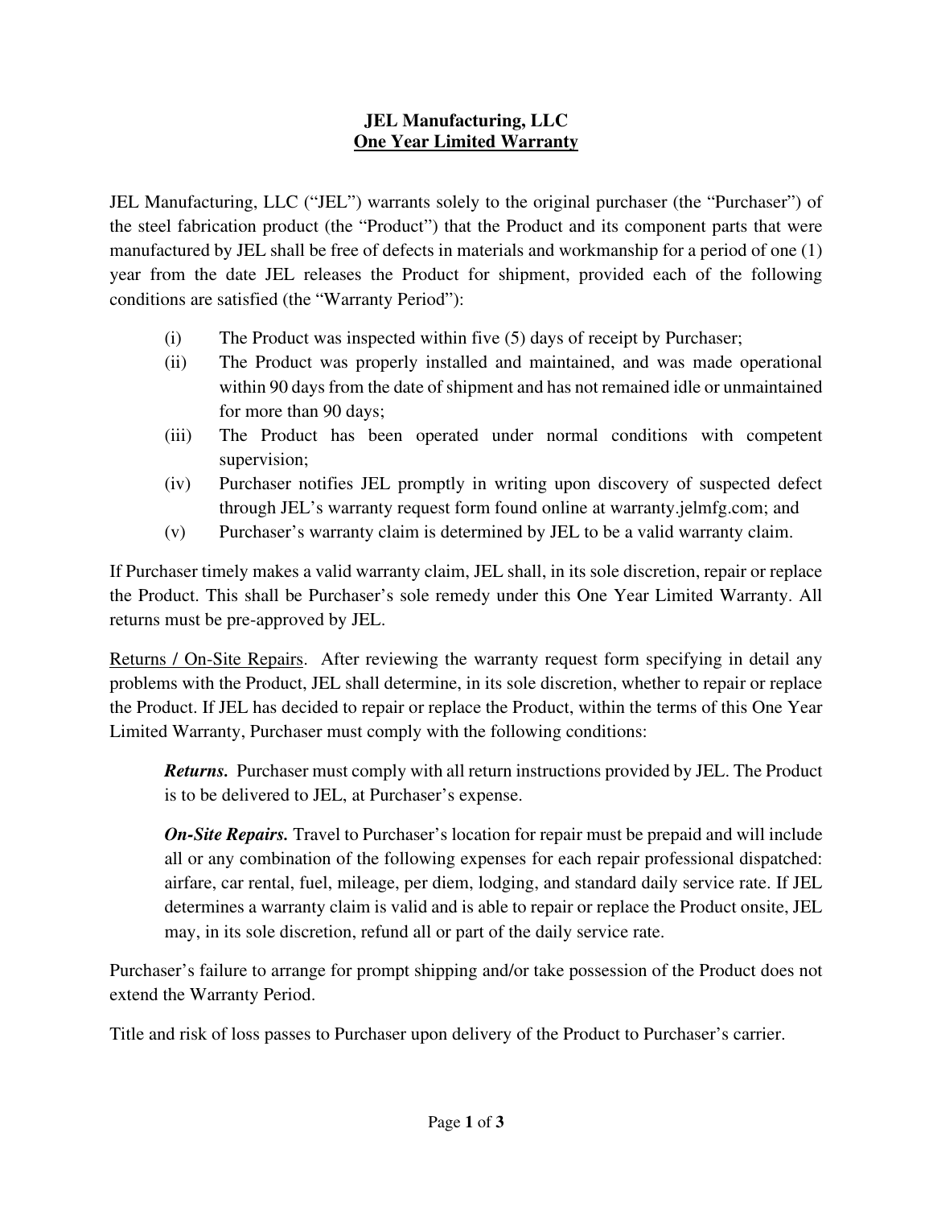# JEL Manufacturing, LLC
## One Year Limited Warranty

JEL Manufacturing, LLC ("JEL") warrants solely to the original purchaser (the "Purchaser") of the steel fabrication product (the "Product") that the Product and its component parts that were manufactured by JEL shall be free of defects in materials and workmanship for a period of one (1) year from the date JEL releases the Product for shipment, provided each of the following conditions are satisfied (the "Warranty Period"):

(i) The Product was inspected within five (5) days of receipt by Purchaser;

(ii) The Product was properly installed and maintained, and was made operational within 90 days from the date of shipment and has not remained idle or unmaintained for more than 90 days;

(iii) The Product has been operated under normal conditions with competent supervision;

(iv) Purchaser notifies JEL promptly in writing upon discovery of suspected defect through JEL's warranty request form found online at warranty.jelmfg.com; and

(v) Purchaser's warranty claim is determined by JEL to be a valid warranty claim.

If Purchaser timely makes a valid warranty claim, JEL shall, in its sole discretion, repair or replace the Product. This shall be Purchaser's sole remedy under this One Year Limited Warranty. All returns must be pre-approved by JEL.

<u>Returns / On-Site Repairs</u>. After reviewing the warranty request form specifying in detail any problems with the Product, JEL shall determine, in its sole discretion, whether to repair or replace the Product. If JEL has decided to repair or replace the Product, within the terms of this One Year Limited Warranty, Purchaser must comply with the following conditions:

> ***Returns.*** Purchaser must comply with all return instructions provided by JEL. The Product is to be delivered to JEL, at Purchaser's expense.
>
> ***On-Site Repairs.*** Travel to Purchaser's location for repair must be prepaid and will include all or any combination of the following expenses for each repair professional dispatched: airfare, car rental, fuel, mileage, per diem, lodging, and standard daily service rate. If JEL determines a warranty claim is valid and is able to repair or replace the Product onsite, JEL may, in its sole discretion, refund all or part of the daily service rate.

Purchaser's failure to arrange for prompt shipping and/or take possession of the Product does not extend the Warranty Period.

Title and risk of loss passes to Purchaser upon delivery of the Product to Purchaser's carrier.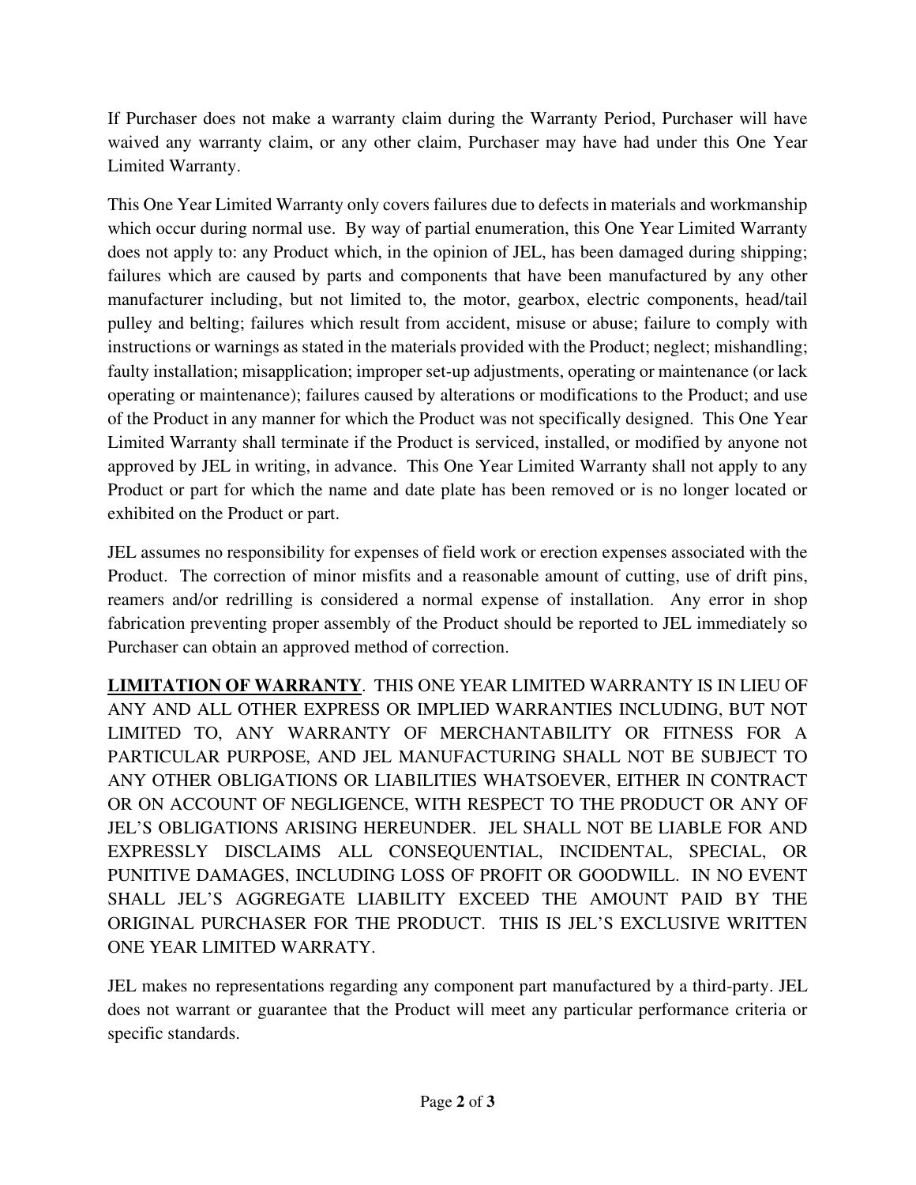If Purchaser does not make a warranty claim during the Warranty Period, Purchaser will have waived any warranty claim, or any other claim, Purchaser may have had under this One Year Limited Warranty.

This One Year Limited Warranty only covers failures due to defects in materials and workmanship which occur during normal use. By way of partial enumeration, this One Year Limited Warranty does not apply to: any Product which, in the opinion of JEL, has been damaged during shipping; failures which are caused by parts and components that have been manufactured by any other manufacturer including, but not limited to, the motor, gearbox, electric components, head/tail pulley and belting; failures which result from accident, misuse or abuse; failure to comply with instructions or warnings as stated in the materials provided with the Product; neglect; mishandling; faulty installation; misapplication; improper set-up adjustments, operating or maintenance (or lack operating or maintenance); failures caused by alterations or modifications to the Product; and use of the Product in any manner for which the Product was not specifically designed. This One Year Limited Warranty shall terminate if the Product is serviced, installed, or modified by anyone not approved by JEL in writing, in advance. This One Year Limited Warranty shall not apply to any Product or part for which the name and date plate has been removed or is no longer located or exhibited on the Product or part.

JEL assumes no responsibility for expenses of field work or erection expenses associated with the Product. The correction of minor misfits and a reasonable amount of cutting, use of drift pins, reamers and/or redrilling is considered a normal expense of installation. Any error in shop fabrication preventing proper assembly of the Product should be reported to JEL immediately so Purchaser can obtain an approved method of correction.

**LIMITATION OF WARRANTY**. THIS ONE YEAR LIMITED WARRANTY IS IN LIEU OF ANY AND ALL OTHER EXPRESS OR IMPLIED WARRANTIES INCLUDING, BUT NOT LIMITED TO, ANY WARRANTY OF MERCHANTABILITY OR FITNESS FOR A PARTICULAR PURPOSE, AND JEL MANUFACTURING SHALL NOT BE SUBJECT TO ANY OTHER OBLIGATIONS OR LIABILITIES WHATSOEVER, EITHER IN CONTRACT OR ON ACCOUNT OF NEGLIGENCE, WITH RESPECT TO THE PRODUCT OR ANY OF JEL'S OBLIGATIONS ARISING HEREUNDER. JEL SHALL NOT BE LIABLE FOR AND EXPRESSLY DISCLAIMS ALL CONSEQUENTIAL, INCIDENTAL, SPECIAL, OR PUNITIVE DAMAGES, INCLUDING LOSS OF PROFIT OR GOODWILL. IN NO EVENT SHALL JEL'S AGGREGATE LIABILITY EXCEED THE AMOUNT PAID BY THE ORIGINAL PURCHASER FOR THE PRODUCT. THIS IS JEL'S EXCLUSIVE WRITTEN ONE YEAR LIMITED WARRATY.

JEL makes no representations regarding any component part manufactured by a third-party. JEL does not warrant or guarantee that the Product will meet any particular performance criteria or specific standards.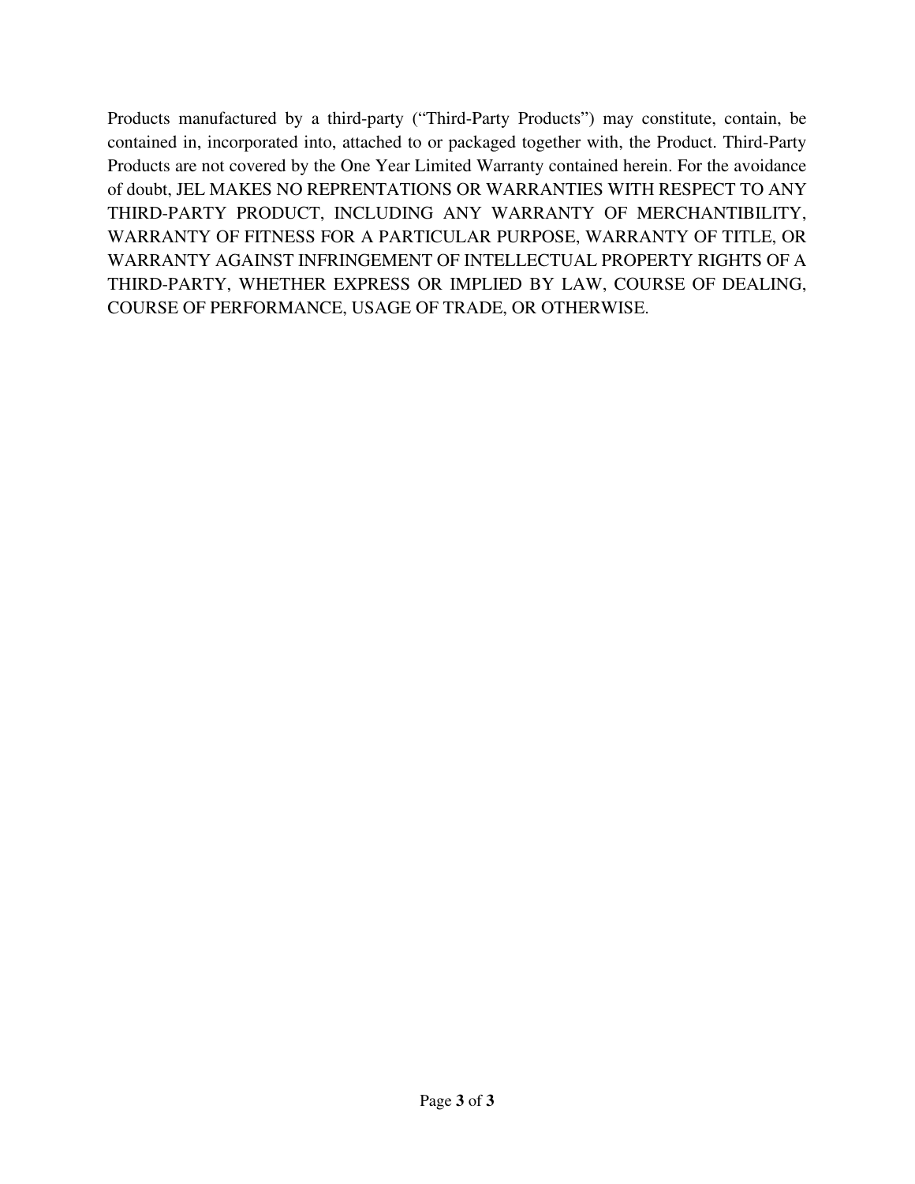Products manufactured by a third-party ("Third-Party Products") may constitute, contain, be contained in, incorporated into, attached to or packaged together with, the Product. Third-Party Products are not covered by the One Year Limited Warranty contained herein. For the avoidance of doubt, JEL MAKES NO REPRENTATIONS OR WARRANTIES WITH RESPECT TO ANY THIRD-PARTY PRODUCT, INCLUDING ANY WARRANTY OF MERCHANTIBILITY, WARRANTY OF FITNESS FOR A PARTICULAR PURPOSE, WARRANTY OF TITLE, OR WARRANTY AGAINST INFRINGEMENT OF INTELLECTUAL PROPERTY RIGHTS OF A THIRD-PARTY, WHETHER EXPRESS OR IMPLIED BY LAW, COURSE OF DEALING, COURSE OF PERFORMANCE, USAGE OF TRADE, OR OTHERWISE.